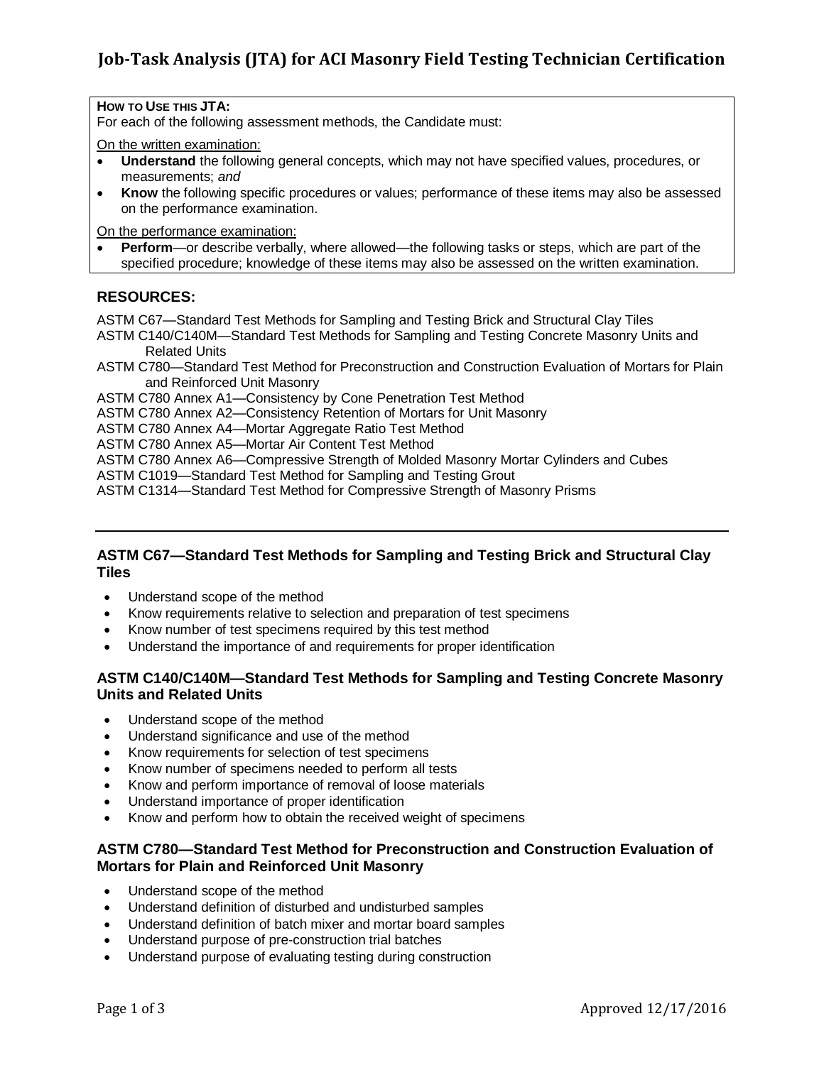# Job-Task Analysis (JTA) for ACI Masonry Field Testing Technician Certification

**HOW TO USE THIS JTA:**
For each of the following assessment methods, the Candidate must:

On the written examination:

- **Understand** the following general concepts, which may not have specified values, procedures, or measurements; *and*
- **Know** the following specific procedures or values; performance of these items may also be assessed on the performance examination.

On the performance examination:

- **Perform**—or describe verbally, where allowed—the following tasks or steps, which are part of the specified procedure; knowledge of these items may also be assessed on the written examination.

## RESOURCES:

ASTM C67—Standard Test Methods for Sampling and Testing Brick and Structural Clay Tiles
ASTM C140/C140M—Standard Test Methods for Sampling and Testing Concrete Masonry Units and Related Units
ASTM C780—Standard Test Method for Preconstruction and Construction Evaluation of Mortars for Plain and Reinforced Unit Masonry
ASTM C780 Annex A1—Consistency by Cone Penetration Test Method
ASTM C780 Annex A2—Consistency Retention of Mortars for Unit Masonry
ASTM C780 Annex A4—Mortar Aggregate Ratio Test Method
ASTM C780 Annex A5—Mortar Air Content Test Method
ASTM C780 Annex A6—Compressive Strength of Molded Masonry Mortar Cylinders and Cubes
ASTM C1019—Standard Test Method for Sampling and Testing Grout
ASTM C1314—Standard Test Method for Compressive Strength of Masonry Prisms

---

### ASTM C67—Standard Test Methods for Sampling and Testing Brick and Structural Clay Tiles

- Understand scope of the method
- Know requirements relative to selection and preparation of test specimens
- Know number of test specimens required by this test method
- Understand the importance of and requirements for proper identification

### ASTM C140/C140M—Standard Test Methods for Sampling and Testing Concrete Masonry Units and Related Units

- Understand scope of the method
- Understand significance and use of the method
- Know requirements for selection of test specimens
- Know number of specimens needed to perform all tests
- Know and perform importance of removal of loose materials
- Understand importance of proper identification
- Know and perform how to obtain the received weight of specimens

### ASTM C780—Standard Test Method for Preconstruction and Construction Evaluation of Mortars for Plain and Reinforced Unit Masonry

- Understand scope of the method
- Understand definition of disturbed and undisturbed samples
- Understand definition of batch mixer and mortar board samples
- Understand purpose of pre-construction trial batches
- Understand purpose of evaluating testing during construction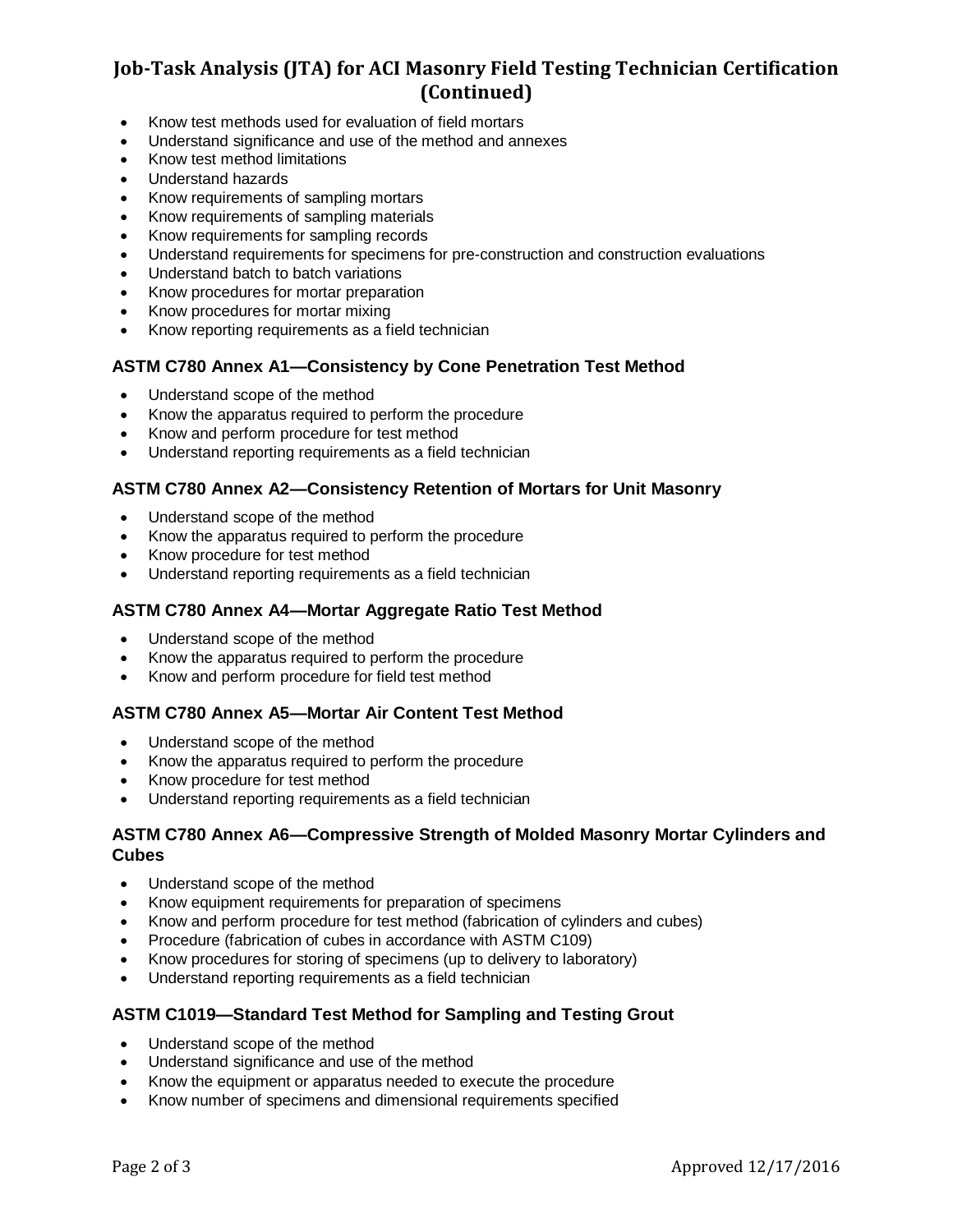# Job-Task Analysis (JTA) for ACI Masonry Field Testing Technician Certification (Continued)

- Know test methods used for evaluation of field mortars
- Understand significance and use of the method and annexes
- Know test method limitations
- Understand hazards
- Know requirements of sampling mortars
- Know requirements of sampling materials
- Know requirements for sampling records
- Understand requirements for specimens for pre-construction and construction evaluations
- Understand batch to batch variations
- Know procedures for mortar preparation
- Know procedures for mortar mixing
- Know reporting requirements as a field technician

### ASTM C780 Annex A1—Consistency by Cone Penetration Test Method

- Understand scope of the method
- Know the apparatus required to perform the procedure
- Know and perform procedure for test method
- Understand reporting requirements as a field technician

### ASTM C780 Annex A2—Consistency Retention of Mortars for Unit Masonry

- Understand scope of the method
- Know the apparatus required to perform the procedure
- Know procedure for test method
- Understand reporting requirements as a field technician

### ASTM C780 Annex A4—Mortar Aggregate Ratio Test Method

- Understand scope of the method
- Know the apparatus required to perform the procedure
- Know and perform procedure for field test method

### ASTM C780 Annex A5—Mortar Air Content Test Method

- Understand scope of the method
- Know the apparatus required to perform the procedure
- Know procedure for test method
- Understand reporting requirements as a field technician

### ASTM C780 Annex A6—Compressive Strength of Molded Masonry Mortar Cylinders and Cubes

- Understand scope of the method
- Know equipment requirements for preparation of specimens
- Know and perform procedure for test method (fabrication of cylinders and cubes)
- Procedure (fabrication of cubes in accordance with ASTM C109)
- Know procedures for storing of specimens (up to delivery to laboratory)
- Understand reporting requirements as a field technician

### ASTM C1019—Standard Test Method for Sampling and Testing Grout

- Understand scope of the method
- Understand significance and use of the method
- Know the equipment or apparatus needed to execute the procedure
- Know number of specimens and dimensional requirements specified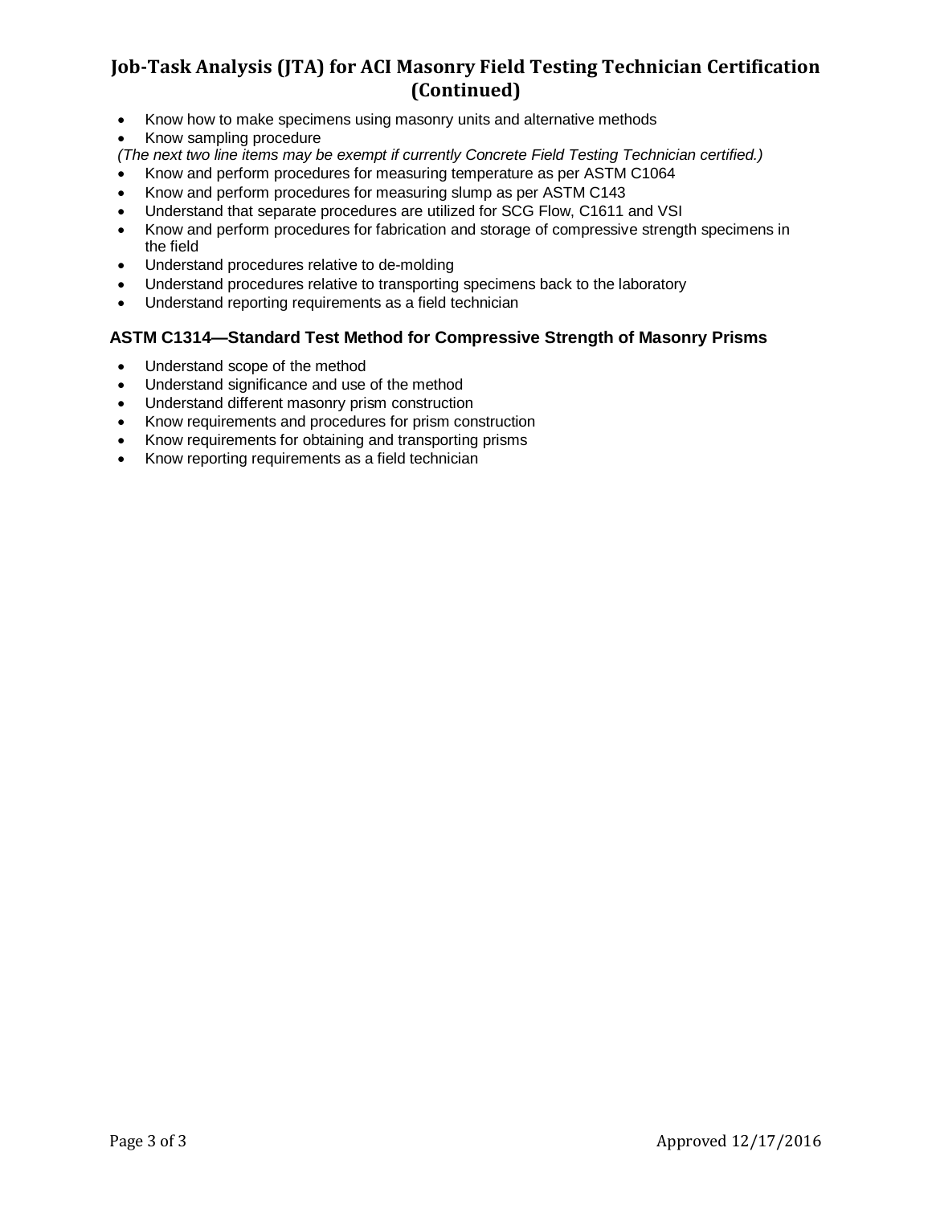# Job-Task Analysis (JTA) for ACI Masonry Field Testing Technician Certification (Continued)

- Know how to make specimens using masonry units and alternative methods
- Know sampling procedure

*(The next two line items may be exempt if currently Concrete Field Testing Technician certified.)*

- Know and perform procedures for measuring temperature as per ASTM C1064
- Know and perform procedures for measuring slump as per ASTM C143
- Understand that separate procedures are utilized for SCG Flow, C1611 and VSI
- Know and perform procedures for fabrication and storage of compressive strength specimens in the field
- Understand procedures relative to de-molding
- Understand procedures relative to transporting specimens back to the laboratory
- Understand reporting requirements as a field technician

## ASTM C1314—Standard Test Method for Compressive Strength of Masonry Prisms

- Understand scope of the method
- Understand significance and use of the method
- Understand different masonry prism construction
- Know requirements and procedures for prism construction
- Know requirements for obtaining and transporting prisms
- Know reporting requirements as a field technician

Approved 12/17/2016